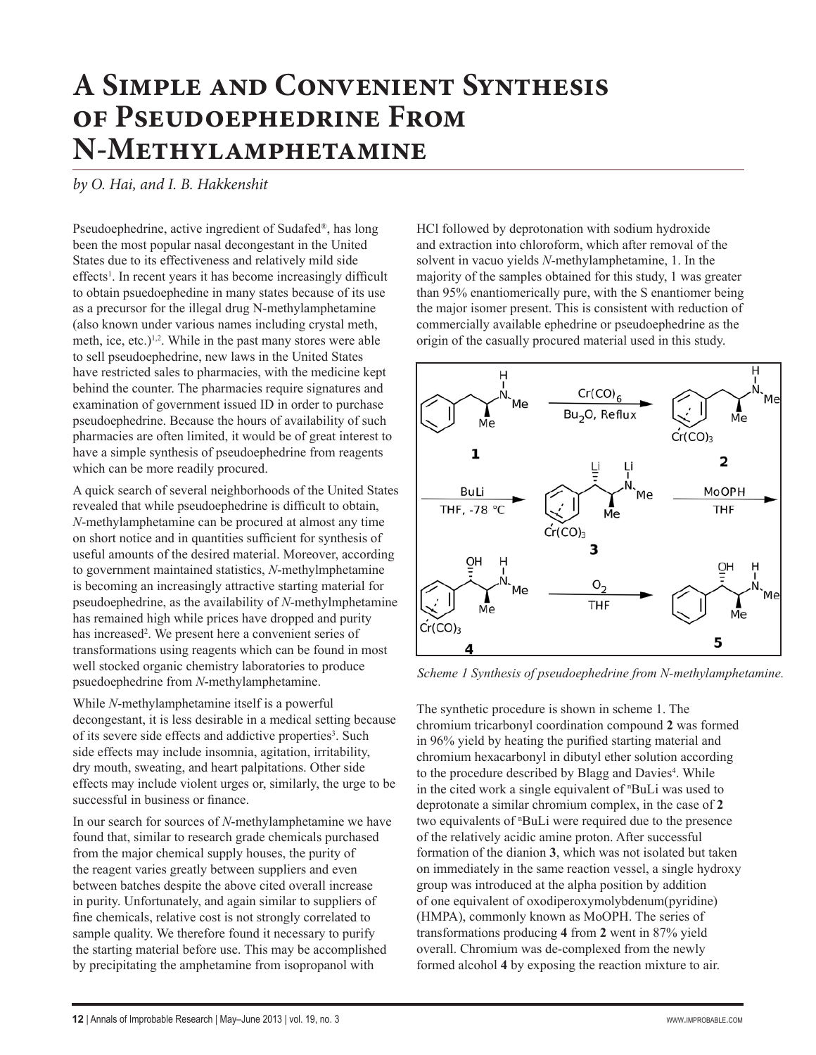# A Simple and Convenient Synthesis of Pseudoephedrine From N-Methylamphetamine

*by O. Hai, and I. B. Hakkenshit*

Pseudoephedrine, active ingredient of Sudafed®, has long been the most popular nasal decongestant in the United States due to its effectiveness and relatively mild side effects[1]. In recent years it has become increasingly difficult to obtain psuedoephedine in many states because of its use as a precursor for the illegal drug N-methylamphetamine (also known under various names including crystal meth, meth, ice, etc.)[1,2]. While in the past many stores were able to sell pseudoephedrine, new laws in the United States have restricted sales to pharmacies, with the medicine kept behind the counter. The pharmacies require signatures and examination of government issued ID in order to purchase pseudoephedrine. Because the hours of availability of such pharmacies are often limited, it would be of great interest to have a simple synthesis of pseudoephedrine from reagents which can be more readily procured.

A quick search of several neighborhoods of the United States revealed that while pseudoephedrine is difficult to obtain, *N*-methylamphetamine can be procured at almost any time on short notice and in quantities sufficient for synthesis of useful amounts of the desired material. Moreover, according to government maintained statistics, *N*-methylmphetamine is becoming an increasingly attractive starting material for pseudoephedrine, as the availability of *N*-methylmphetamine has remained high while prices have dropped and purity has increased[2]. We present here a convenient series of transformations using reagents which can be found in most well stocked organic chemistry laboratories to produce psuedoephedrine from *N*-methylamphetamine.

While *N*-methylamphetamine itself is a powerful decongestant, it is less desirable in a medical setting because of its severe side effects and addictive properties[3]. Such side effects may include insomnia, agitation, irritability, dry mouth, sweating, and heart palpitations. Other side effects may include violent urges or, similarly, the urge to be successful in business or finance.

In our search for sources of *N*-methylamphetamine we have found that, similar to research grade chemicals purchased from the major chemical supply houses, the purity of the reagent varies greatly between suppliers and even between batches despite the above cited overall increase in purity. Unfortunately, and again similar to suppliers of fine chemicals, relative cost is not strongly correlated to sample quality. We therefore found it necessary to purify the starting material before use. This may be accomplished by precipitating the amphetamine from isopropanol with HCl followed by deprotonation with sodium hydroxide and extraction into chloroform, which after removal of the solvent in vacuo yields *N*-methylamphetamine, 1. In the majority of the samples obtained for this study, 1 was greater than 95% enantiomerically pure, with the S enantiomer being the major isomer present. This is consistent with reduction of commercially available ephedrine or pseudoephedrine as the origin of the casually procured material used in this study.

*Scheme 1 Synthesis of pseudoephedrine from N-methylamphetamine.*

The synthetic procedure is shown in scheme 1. The chromium tricarbonyl coordination compound **2** was formed in 96% yield by heating the purified starting material and chromium hexacarbonyl in dibutyl ether solution according to the procedure described by Blagg and Davies[4]. While in the cited work a single equivalent of $^{n}$BuLi was used to deprotonate a similar chromium complex, in the case of **2** two equivalents of $^{n}$BuLi were required due to the presence of the relatively acidic amine proton. After successful formation of the dianion **3**, which was not isolated but taken on immediately in the same reaction vessel, a single hydroxy group was introduced at the alpha position by addition of one equivalent of oxodiperoxymolybdenum(pyridine)(HMPA), commonly known as MoOPH. The series of transformations producing **4** from **2** went in 87% yield overall. Chromium was de-complexed from the newly formed alcohol **4** by exposing the reaction mixture to air.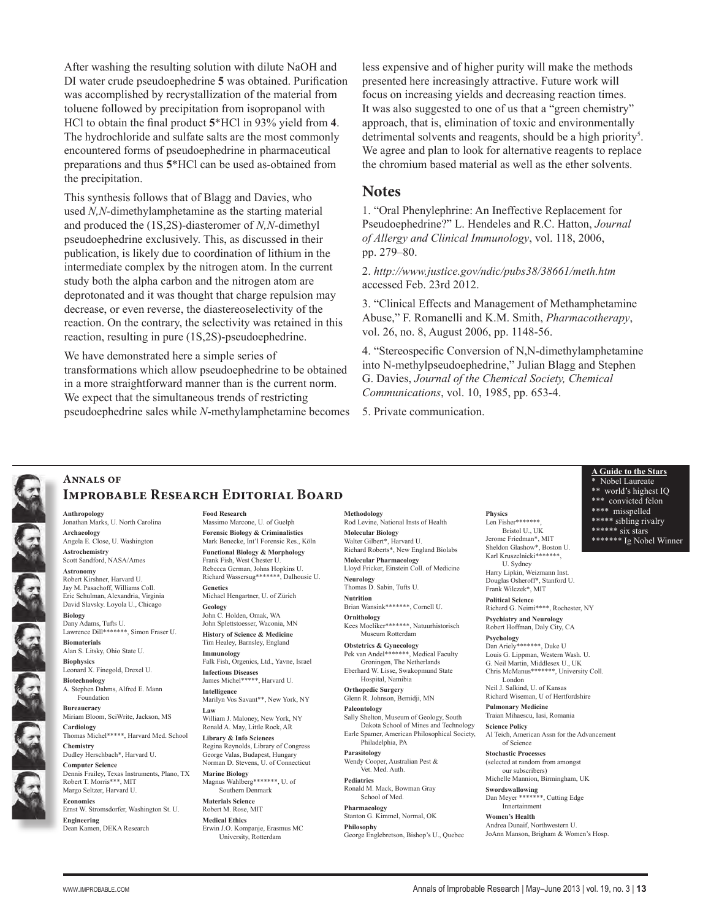After washing the resulting solution with dilute NaOH and DI water crude pseudoephedrine **5** was obtained. Purification was accomplished by recrystallization of the material from toluene followed by precipitation from isopropanol with HCl to obtain the final product **5***HCl in 93% yield from **4**. The hydrochloride and sulfate salts are the most commonly encountered forms of pseudoephedrine in pharmaceutical preparations and thus **5***HCl can be used as-obtained from the precipitation.

This synthesis follows that of Blagg and Davies, who used *N,N*-dimethylamphetamine as the starting material and produced the (1S,2S)-diasteromer of *N,N*-dimethyl pseudoephedrine exclusively. This, as discussed in their publication, is likely due to coordination of lithium in the intermediate complex by the nitrogen atom. In the current study both the alpha carbon and the nitrogen atom are deprotonated and it was thought that charge repulsion may decrease, or even reverse, the diastereoselectivity of the reaction. On the contrary, the selectivity was retained in this reaction, resulting in pure (1S,2S)-pseudoephedrine.

We have demonstrated here a simple series of transformations which allow pseudoephedrine to be obtained in a more straightforward manner than is the current norm. We expect that the simultaneous trends of restricting pseudoephedrine sales while *N*-methylamphetamine becomes less expensive and of higher purity will make the methods presented here increasingly attractive. Future work will focus on increasing yields and decreasing reaction times. It was also suggested to one of us that a "green chemistry" approach, that is, elimination of toxic and environmentally detrimental solvents and reagents, should be a high priority[5]. We agree and plan to look for alternative reagents to replace the chromium based material as well as the ether solvents.

## Notes

1. "Oral Phenylephrine: An Ineffective Replacement for Pseudoephedrine?" L. Hendeles and R.C. Hatton, *Journal of Allergy and Clinical Immunology*, vol. 118, 2006, pp. 279–80.

2. *http://www.justice.gov/ndic/pubs38/38661/meth.htm* accessed Feb. 23rd 2012.

3. "Clinical Effects and Management of Methamphetamine Abuse," F. Romanelli and K.M. Smith, *Pharmacotherapy*, vol. 26, no. 8, August 2006, pp. 1148-56.

4. "Stereospecific Conversion of N,N-dimethylamphetamine into N-methylpseudoephedrine," Julian Blagg and Stephen G. Davies, *Journal of the Chemical Society, Chemical Communications*, vol. 10, 1985, pp. 653-4.

5. Private communication.

## Annals of Improbable Research Editorial Board

**Anthropology**
Jonathan Marks, U. North Carolina

**Archaeology**
Angela E. Close, U. Washington

**Astrochemistry**
Scott Sandford, NASA/Ames

**Astronomy**
Robert Kirshner, Harvard U.
Jay M. Pasachoff, Williams Coll.
Eric Schulman, Alexandria, Virginia
David Slavsky. Loyola U., Chicago

**Biology**
Dany Adams, Tufts U.
Lawrence Dill*******, Simon Fraser U.

**Biomaterials**
Alan S. Litsky, Ohio State U.

**Biophysics**
Leonard X. Finegold, Drexel U.

**Biotechnology**
A. Stephen Dahms, Alfred E. Mann Foundation

**Bureaucracy**
Miriam Bloom, SciWrite, Jackson, MS

**Cardiology**
Thomas Michel*****, Harvard Med. School

**Chemistry**
Dudley Herschbach*, Harvard U.

**Computer Science**
Dennis Frailey, Texas Instruments, Plano, TX
Robert T. Morris***, MIT
Margo Seltzer, Harvard U.

**Economics**
Ernst W. Stromsdorfer, Washington St. U.

**Engineering**
Dean Kamen, DEKA Research

**Food Research**
Massimo Marcone, U. of Guelph

**Forensic Biology & Criminalistics**
Mark Benecke, Int'l Forensic Res., Köln

**Functional Biology & Morphology**
Frank Fish, West Chester U.
Rebecca German, Johns Hopkins U.
Richard Wassersug*******, Dalhousie U.

**Genetics**
Michael Hengartner, U. of Zürich

**Geology**
John C. Holden, Omak, WA
John Splettstoesser, Waconia, MN

**History of Science & Medicine**
Tim Healey, Barnsley, England

**Immunology**
Falk Fish, Orgenics, Ltd., Yavne, Israel

**Infectious Diseases**
James Michel*****, Harvard U.

**Intelligence**
Marilyn Vos Savant**, New York, NY

**Law**
William J. Maloney, New York, NY
Ronald A. May, Little Rock, AR

**Library & Info Sciences**
Regina Reynolds, Library of Congress
George Valas, Budapest, Hungary
Norman D. Stevens, U. of Connecticut

**Marine Biology**
Magnus Wahlberg*******, U. of Southern Denmark

**Materials Science**
Robert M. Rose, MIT

**Medical Ethics**
Erwin J.O. Kompanje, Erasmus MC University, Rotterdam

**Methodology**
Rod Levine, National Insts of Health

**Molecular Biology**
Walter Gilbert*, Harvard U.
Richard Roberts*, New England Biolabs

**Molecular Pharmacology**
Lloyd Fricker, Einstein Coll. of Medicine

**Neurology**
Thomas D. Sabin, Tufts U.

**Nutrition**
Brian Wansink*******, Cornell U.

**Ornithology**
Kees Moeliker*******, Natuurhistorisch Museum Rotterdam

**Obstetrics & Gynecology**
Pek van Andel*******, Medical Faculty Groningen, The Netherlands
Eberhard W. Lisse, Swakopmund State Hospital, Namibia

**Orthopedic Surgery**
Glenn R. Johnson, Bemidji, MN

**Paleontology**
Sally Shelton, Museum of Geology, South Dakota School of Mines and Technology
Earle Spamer, American Philosophical Society, Philadelphia, PA

**Parasitology**
Wendy Cooper, Australian Pest & Vet. Med. Auth.

**Pediatrics**
Ronald M. Mack, Bowman Gray School of Med.

**Pharmacology**
Stanton G. Kimmel, Normal, OK

**Philosophy**
George Englebretson, Bishop's U., Quebec

**Physics**
Len Fisher*******, Bristol U., UK
Jerome Friedman*, MIT
Sheldon Glashow*, Boston U.
Karl Kruszelnicki*******, U. Sydney
Harry Lipkin, Weizmann Inst.
Douglas Osheroff*, Stanford U.
Frank Wilczek*, MIT

**Political Science**
Richard G. Neimi****, Rochester, NY

**Psychiatry and Neurology**
Robert Hoffman, Daly City, CA

**Psychology**
Dan Ariely*******, Duke U
Louis G. Lippman, Western Wash. U.
G. Neil Martin, Middlesex U., UK
Chris McManus*******, University Coll. London
Neil J. Salkind, U. of Kansas
Richard Wiseman, U of Hertfordshire

**Pulmonary Medicine**
Traian Mihaescu, Iasi, Romania

**Science Policy**
Al Teich, American Assn for the Advancement of Science

**Stochastic Processes**
(selected at random from amongst our subscribers)
Michelle Mannion, Birmingham, UK

**Swordswallowing**
Dan Meyer *******, Cutting Edge Innertainment

**Women's Health**
Andrea Dunaif, Northwestern U.
JoAnn Manson, Brigham & Women's Hosp.

**A Guide to the Stars**
* Nobel Laureate
** world's highest IQ
*** convicted felon
**** misspelled
***** sibling rivalry
****** six stars
******* Ig Nobel Winner